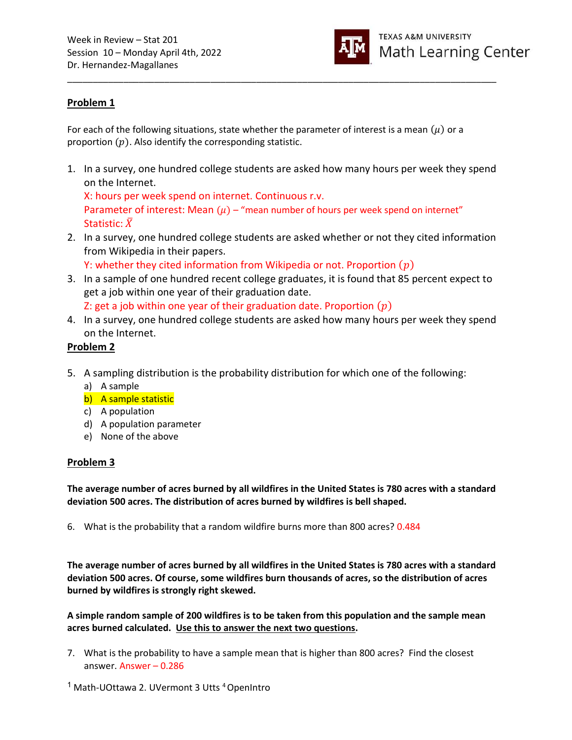Week in Review – Stat 201
Session 10 – Monday April 4th, 2022
Dr. Hernandez-Magallanes

TEXAS A&M UNIVERSITY
Math Learning Center

## Problem 1

For each of the following situations, state whether the parameter of interest is a mean ($\mu$) or a proportion ($p$). Also identify the corresponding statistic.

1. In a survey, one hundred college students are asked how many hours per week they spend on the Internet.
   X: hours per week spend on internet. Continuous r.v.
   Parameter of interest: Mean ($\mu$) – "mean number of hours per week spend on internet"
   Statistic: $\bar{X}$
2. In a survey, one hundred college students are asked whether or not they cited information from Wikipedia in their papers.
   Y: whether they cited information from Wikipedia or not. Proportion ($p$)
3. In a sample of one hundred recent college graduates, it is found that 85 percent expect to get a job within one year of their graduation date.
   Z: get a job within one year of their graduation date. Proportion ($p$)
4. In a survey, one hundred college students are asked how many hours per week they spend on the Internet.

## Problem 2

5. A sampling distribution is the probability distribution for which one of the following:
   a) A sample
   b) A sample statistic
   c) A population
   d) A population parameter
   e) None of the above

## Problem 3

**The average number of acres burned by all wildfires in the United States is 780 acres with a standard deviation 500 acres. The distribution of acres burned by wildfires is bell shaped.**

6. What is the probability that a random wildfire burns more than 800 acres? 0.484

**The average number of acres burned by all wildfires in the United States is 780 acres with a standard deviation 500 acres. Of course, some wildfires burn thousands of acres, so the distribution of acres burned by wildfires is strongly right skewed.**

**A simple random sample of 200 wildfires is to be taken from this population and the sample mean acres burned calculated. Use this to answer the next two questions.**

7. What is the probability to have a sample mean that is higher than 800 acres? Find the closest answer. Answer – 0.286

[1] Math-UOttawa 2. UVermont 3 Utts [4] OpenIntro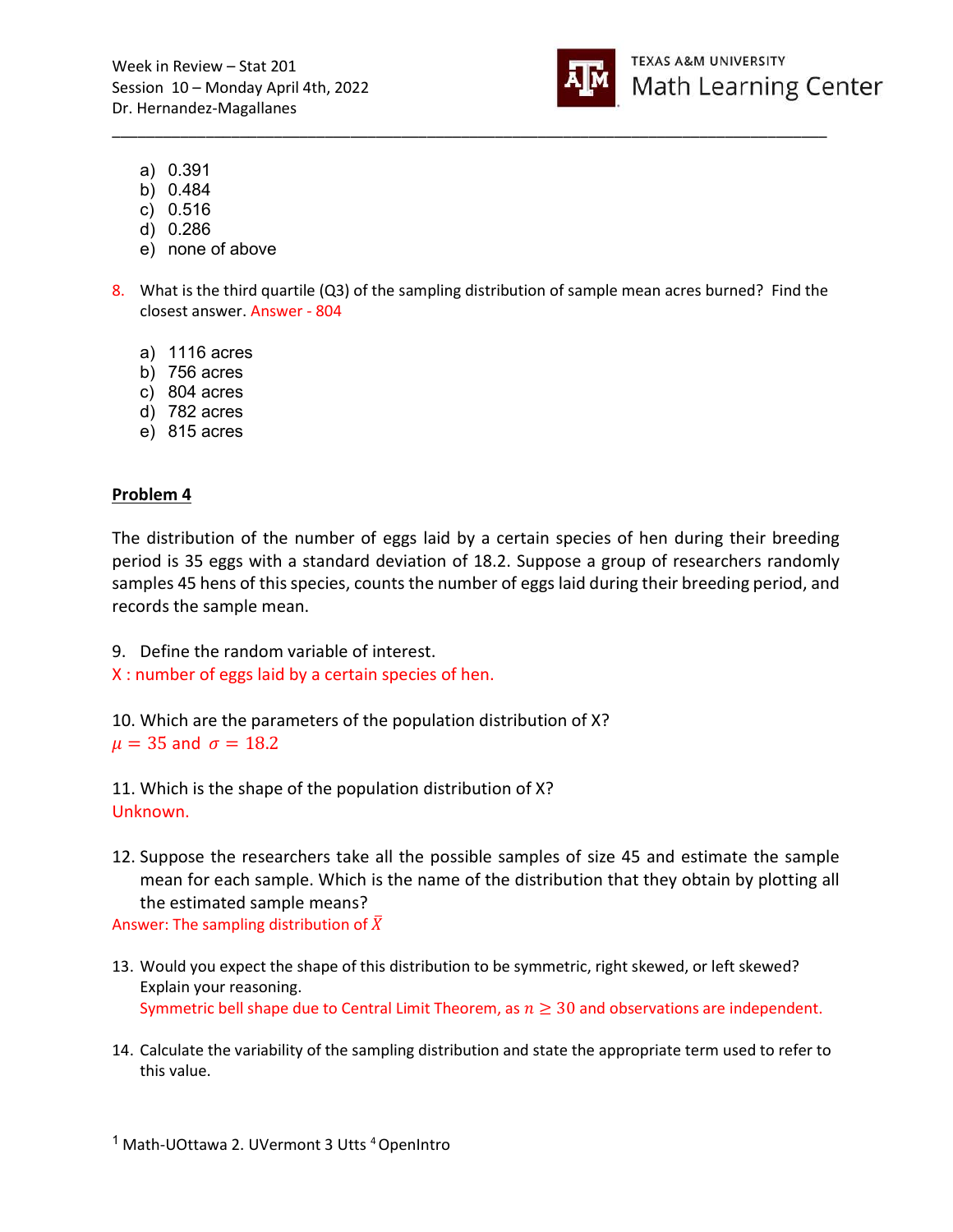a) 0.391
b) 0.484
c) 0.516
d) 0.286
e) none of above

8. What is the third quartile (Q3) of the sampling distribution of sample mean acres burned? Find the closest answer. Answer - 804

a) 1116 acres
b) 756 acres
c) 804 acres
d) 782 acres
e) 815 acres

## Problem 4

The distribution of the number of eggs laid by a certain species of hen during their breeding period is 35 eggs with a standard deviation of 18.2. Suppose a group of researchers randomly samples 45 hens of this species, counts the number of eggs laid during their breeding period, and records the sample mean.

9. Define the random variable of interest.

X : number of eggs laid by a certain species of hen.

10. Which are the parameters of the population distribution of X?

$\mu = 35$ and $\sigma = 18.2$

11. Which is the shape of the population distribution of X?

Unknown.

12. Suppose the researchers take all the possible samples of size 45 and estimate the sample mean for each sample. Which is the name of the distribution that they obtain by plotting all the estimated sample means?

Answer: The sampling distribution of $\bar{X}$

13. Would you expect the shape of this distribution to be symmetric, right skewed, or left skewed? Explain your reasoning.

Symmetric bell shape due to Central Limit Theorem, as $n \geq 30$ and observations are independent.

14. Calculate the variability of the sampling distribution and state the appropriate term used to refer to this value.

[1] Math-UOttawa 2. UVermont 3 Utts [4] OpenIntro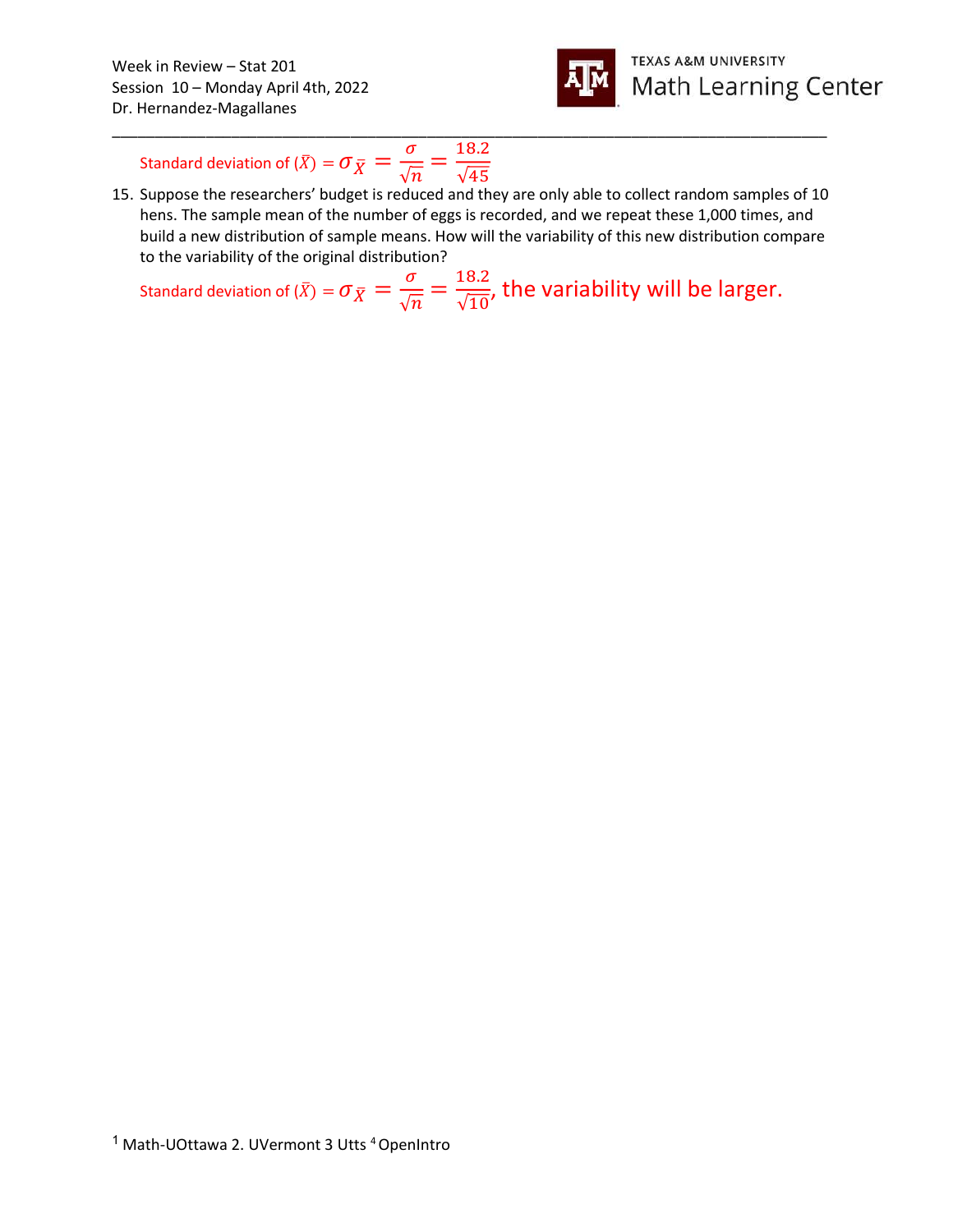Standard deviation of $(\bar{X}) = \sigma_{\bar{X}} = \frac{\sigma}{\sqrt{n}} = \frac{18.2}{\sqrt{45}}$

15. Suppose the researchers' budget is reduced and they are only able to collect random samples of 10 hens. The sample mean of the number of eggs is recorded, and we repeat these 1,000 times, and build a new distribution of sample means. How will the variability of this new distribution compare to the variability of the original distribution?

    Standard deviation of $(\bar{X}) = \sigma_{\bar{X}} = \frac{\sigma}{\sqrt{n}} = \frac{18.2}{\sqrt{10}}$, the variability will be larger.

[1] Math-UOttawa 2. UVermont 3 Utts [4] OpenIntro